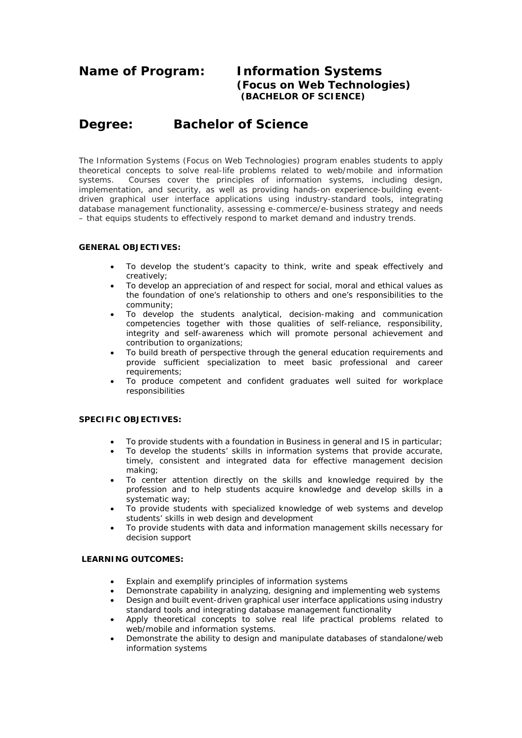# Name of Program: Information Systems (Focus on Web Technologies) (BACHELOR OF SCIENCE)

# Degree: Bachelor of Science

The Information Systems (Focus on Web Technologies) program enables students to apply theoretical concepts to solve real-life problems related to web/mobile and information systems. Courses cover the principles of information systems, including design, implementation, and security, as well as providing hands-on experience-building event-driven graphical user interface applications using industry-standard tools, integrating database management functionality, assessing e-commerce/e-business strategy and needs – that equips students to effectively respond to market demand and industry trends.

**GENERAL OBJECTIVES:**

- To develop the student's capacity to think, write and speak effectively and creatively;
- To develop an appreciation of and respect for social, moral and ethical values as the foundation of one's relationship to others and one's responsibilities to the community;
- To develop the students analytical, decision-making and communication competencies together with those qualities of self-reliance, responsibility, integrity and self-awareness which will promote personal achievement and contribution to organizations;
- To build breath of perspective through the general education requirements and provide sufficient specialization to meet basic professional and career requirements;
- To produce competent and confident graduates well suited for workplace responsibilities

**SPECIFIC OBJECTIVES:**

- To provide students with a foundation in Business in general and IS in particular;
- To develop the students' skills in information systems that provide accurate, timely, consistent and integrated data for effective management decision making;
- To center attention directly on the skills and knowledge required by the profession and to help students acquire knowledge and develop skills in a systematic way;
- To provide students with specialized knowledge of web systems and develop students' skills in web design and development
- To provide students with data and information management skills necessary for decision support

**LEARNING OUTCOMES:**

- Explain and exemplify principles of information systems
- Demonstrate capability in analyzing, designing and implementing web systems
- Design and built event-driven graphical user interface applications using industry standard tools and integrating database management functionality
- Apply theoretical concepts to solve real life practical problems related to web/mobile and information systems.
- Demonstrate the ability to design and manipulate databases of standalone/web information systems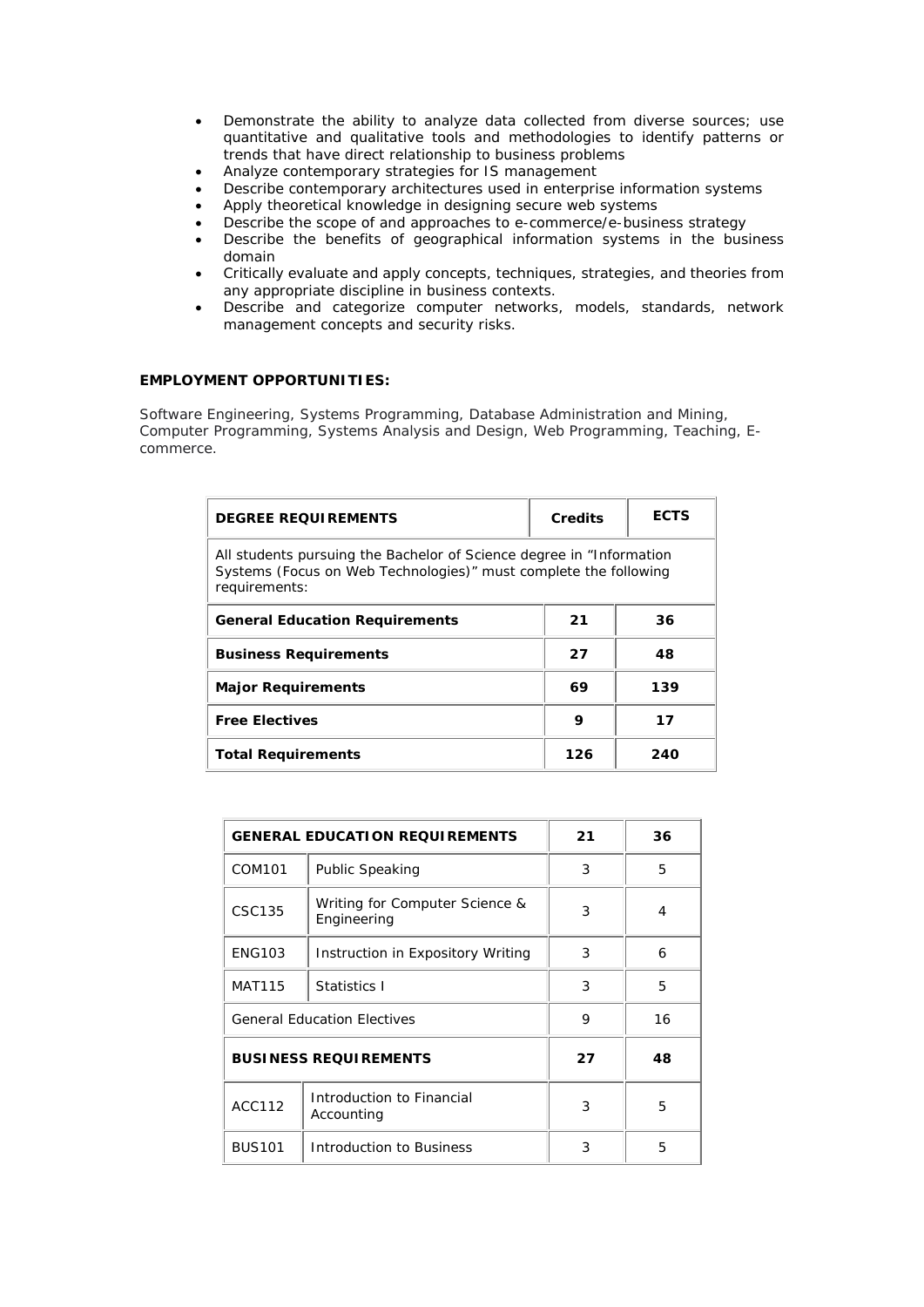- Demonstrate the ability to analyze data collected from diverse sources; use quantitative and qualitative tools and methodologies to identify patterns or trends that have direct relationship to business problems
- Analyze contemporary strategies for IS management
- Describe contemporary architectures used in enterprise information systems
- Apply theoretical knowledge in designing secure web systems
- Describe the scope of and approaches to e-commerce/e-business strategy
- Describe the benefits of geographical information systems in the business domain
- Critically evaluate and apply concepts, techniques, strategies, and theories from any appropriate discipline in business contexts.
- Describe and categorize computer networks, models, standards, network management concepts and security risks.

**EMPLOYMENT OPPORTUNITIES:**

Software Engineering, Systems Programming, Database Administration and Mining, Computer Programming, Systems Analysis and Design, Web Programming, Teaching, E-commerce.

| DEGREE REQUIREMENTS | Credits | ECTS |
|---|---|---|
| All students pursuing the Bachelor of Science degree in "Information Systems (Focus on Web Technologies)" must complete the following requirements: | | |
| **General Education Requirements** | **21** | **36** |
| **Business Requirements** | **27** | **48** |
| **Major Requirements** | **69** | **139** |
| **Free Electives** | **9** | **17** |
| **Total Requirements** | **126** | **240** |

| GENERAL EDUCATION REQUIREMENTS | | 21 | 36 |
|---|---|---|---|
| COM101 | Public Speaking | 3 | 5 |
| CSC135 | Writing for Computer Science & Engineering | 3 | 4 |
| ENG103 | Instruction in Expository Writing | 3 | 6 |
| MAT115 | Statistics I | 3 | 5 |
| General Education Electives | | 9 | 16 |
| **BUSINESS REQUIREMENTS** | | **27** | **48** |
| ACC112 | Introduction to Financial Accounting | 3 | 5 |
| BUS101 | Introduction to Business | 3 | 5 |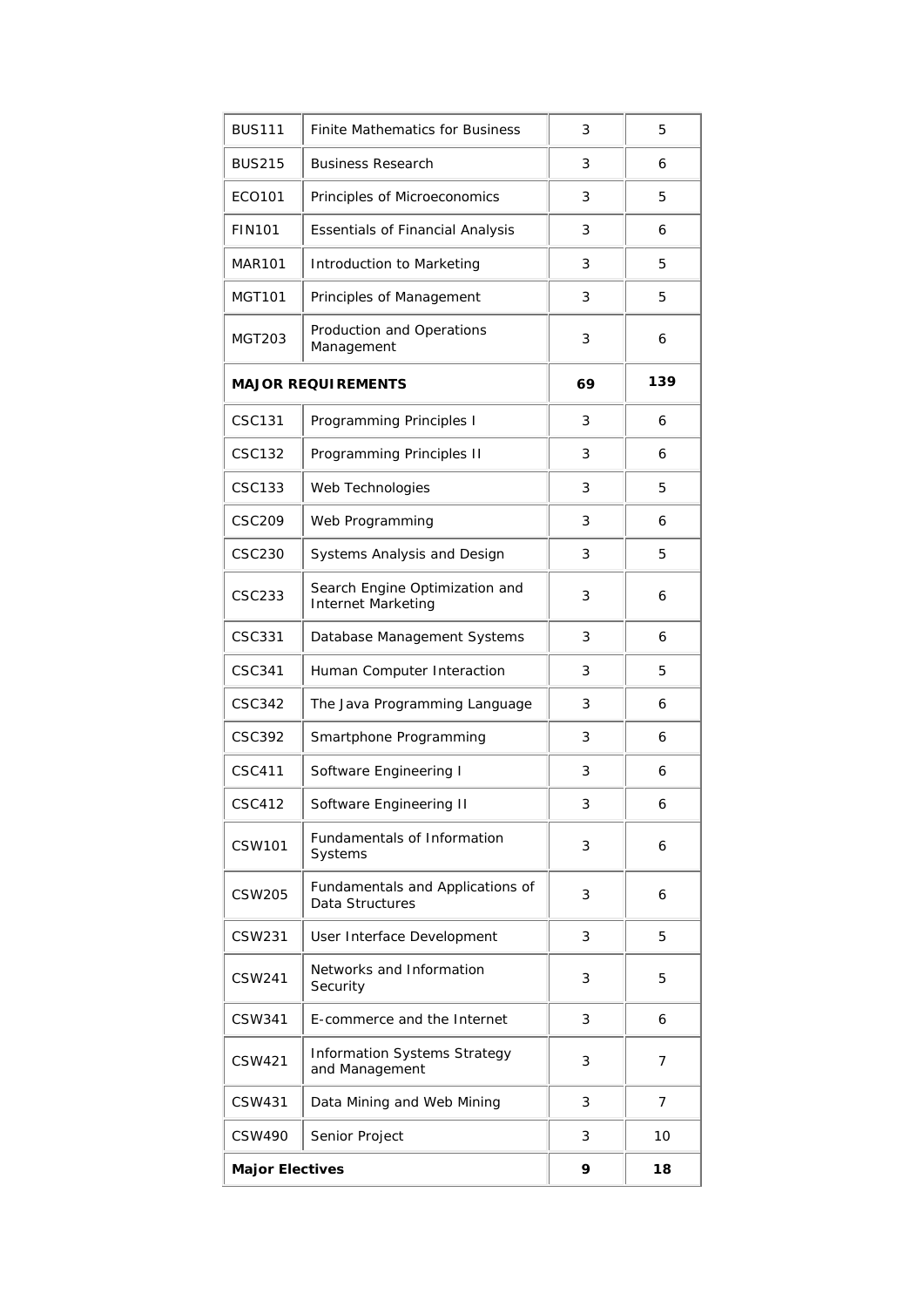| | | | |
|---|---|---|---|
| BUS111 | Finite Mathematics for Business | 3 | 5 |
| BUS215 | Business Research | 3 | 6 |
| ECO101 | Principles of Microeconomics | 3 | 5 |
| FIN101 | Essentials of Financial Analysis | 3 | 6 |
| MAR101 | Introduction to Marketing | 3 | 5 |
| MGT101 | Principles of Management | 3 | 5 |
| MGT203 | Production and Operations Management | 3 | 6 |
| **MAJOR REQUIREMENTS** | | **69** | **139** |
| CSC131 | Programming Principles I | 3 | 6 |
| CSC132 | Programming Principles II | 3 | 6 |
| CSC133 | Web Technologies | 3 | 5 |
| CSC209 | Web Programming | 3 | 6 |
| CSC230 | Systems Analysis and Design | 3 | 5 |
| CSC233 | Search Engine Optimization and Internet Marketing | 3 | 6 |
| CSC331 | Database Management Systems | 3 | 6 |
| CSC341 | Human Computer Interaction | 3 | 5 |
| CSC342 | The Java Programming Language | 3 | 6 |
| CSC392 | Smartphone Programming | 3 | 6 |
| CSC411 | Software Engineering I | 3 | 6 |
| CSC412 | Software Engineering II | 3 | 6 |
| CSW101 | Fundamentals of Information Systems | 3 | 6 |
| CSW205 | Fundamentals and Applications of Data Structures | 3 | 6 |
| CSW231 | User Interface Development | 3 | 5 |
| CSW241 | Networks and Information Security | 3 | 5 |
| CSW341 | E-commerce and the Internet | 3 | 6 |
| CSW421 | Information Systems Strategy and Management | 3 | 7 |
| CSW431 | Data Mining and Web Mining | 3 | 7 |
| CSW490 | Senior Project | 3 | 10 |
| **Major Electives** | | **9** | **18** |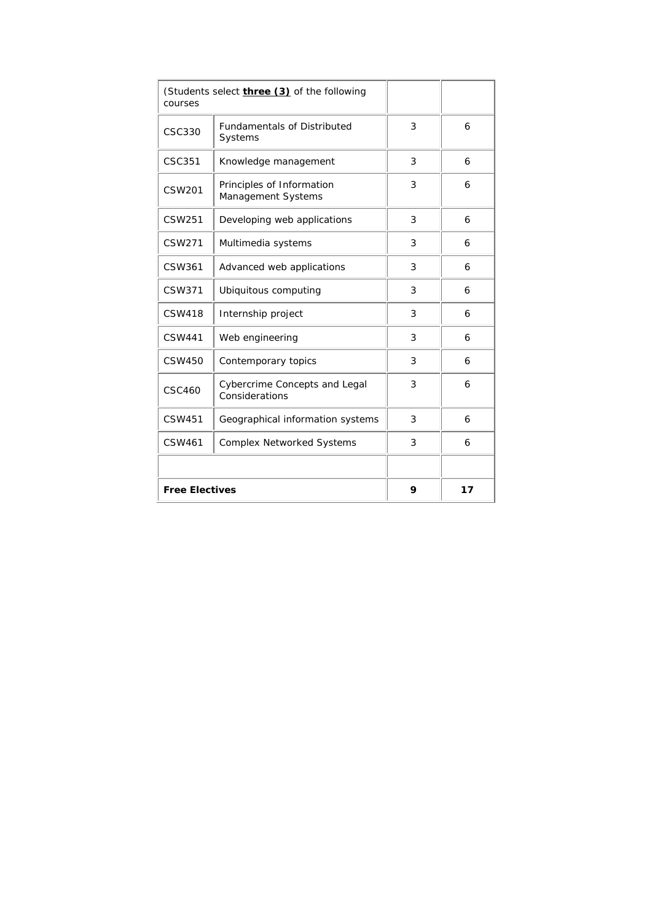| | | | |
|---|---|---|---|
| (Students select **three (3)** of the following courses | | | |
| CSC330 | Fundamentals of Distributed Systems | 3 | 6 |
| CSC351 | Knowledge management | 3 | 6 |
| CSW201 | Principles of Information Management Systems | 3 | 6 |
| CSW251 | Developing web applications | 3 | 6 |
| CSW271 | Multimedia systems | 3 | 6 |
| CSW361 | Advanced web applications | 3 | 6 |
| CSW371 | Ubiquitous computing | 3 | 6 |
| CSW418 | Internship project | 3 | 6 |
| CSW441 | Web engineering | 3 | 6 |
| CSW450 | Contemporary topics | 3 | 6 |
| CSC460 | Cybercrime Concepts and Legal Considerations | 3 | 6 |
| CSW451 | Geographical information systems | 3 | 6 |
| CSW461 | Complex Networked Systems | 3 | 6 |
| | | | |
| **Free Electives** | | **9** | **17** |